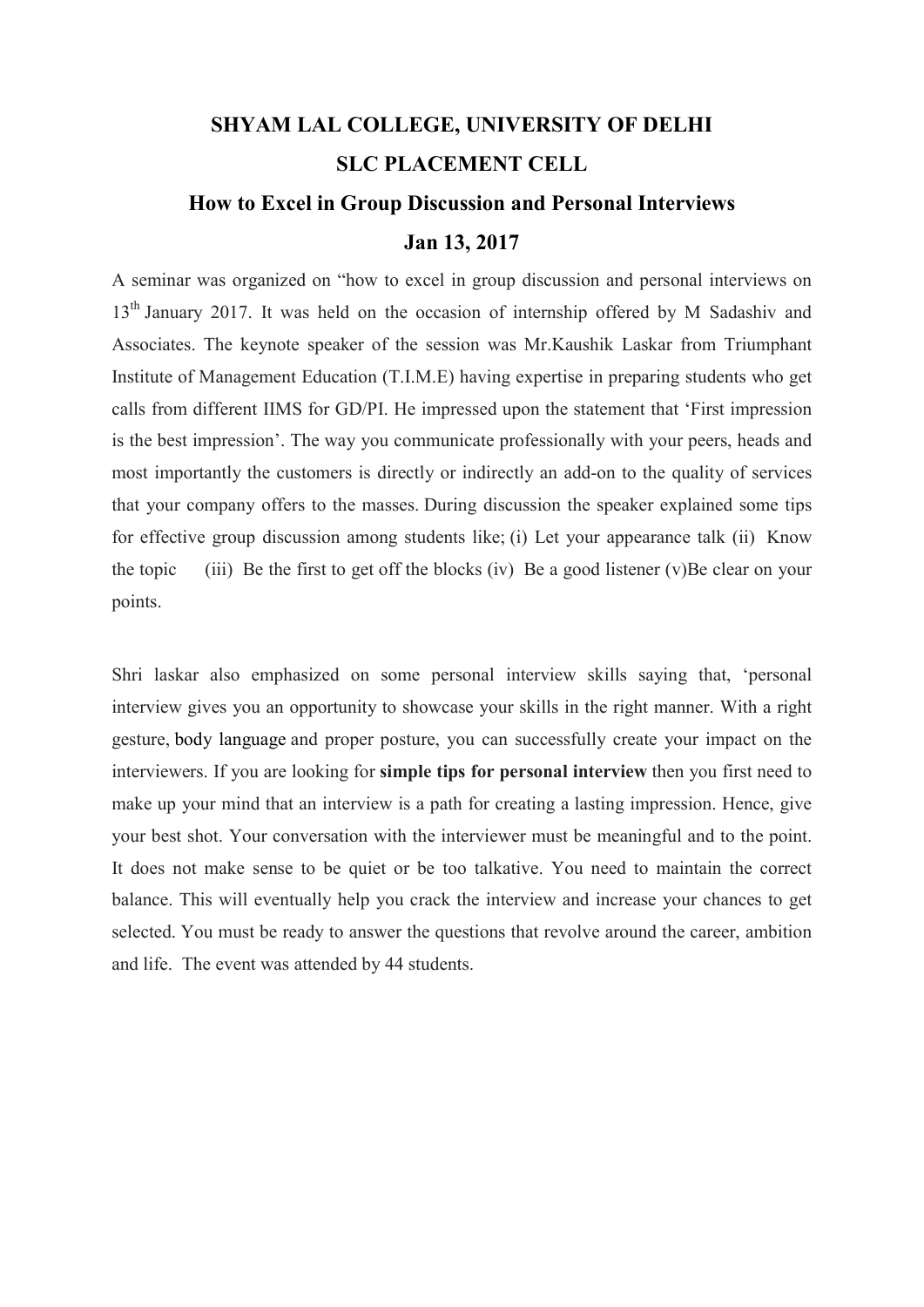# SHYAM LAL COLLEGE, UNIVERSITY OF DELHI

## SLC PLACEMENT CELL

## How to Excel in Group Discussion and Personal Interviews

## Jan 13, 2017

A seminar was organized on "how to excel in group discussion and personal interviews on 13th January 2017. It was held on the occasion of internship offered by M Sadashiv and Associates. The keynote speaker of the session was Mr.Kaushik Laskar from Triumphant Institute of Management Education (T.I.M.E) having expertise in preparing students who get calls from different IIMS for GD/PI. He impressed upon the statement that 'First impression is the best impression'. The way you communicate professionally with your peers, heads and most importantly the customers is directly or indirectly an add-on to the quality of services that your company offers to the masses. During discussion the speaker explained some tips for effective group discussion among students like; (i) Let your appearance talk (ii) Know the topic (iii) Be the first to get off the blocks (iv) Be a good listener (v)Be clear on your points.

Shri laskar also emphasized on some personal interview skills saying that, 'personal interview gives you an opportunity to showcase your skills in the right manner. With a right gesture, body language and proper posture, you can successfully create your impact on the interviewers. If you are looking for **simple tips for personal interview** then you first need to make up your mind that an interview is a path for creating a lasting impression. Hence, give your best shot. Your conversation with the interviewer must be meaningful and to the point. It does not make sense to be quiet or be too talkative. You need to maintain the correct balance. This will eventually help you crack the interview and increase your chances to get selected. You must be ready to answer the questions that revolve around the career, ambition and life. The event was attended by 44 students.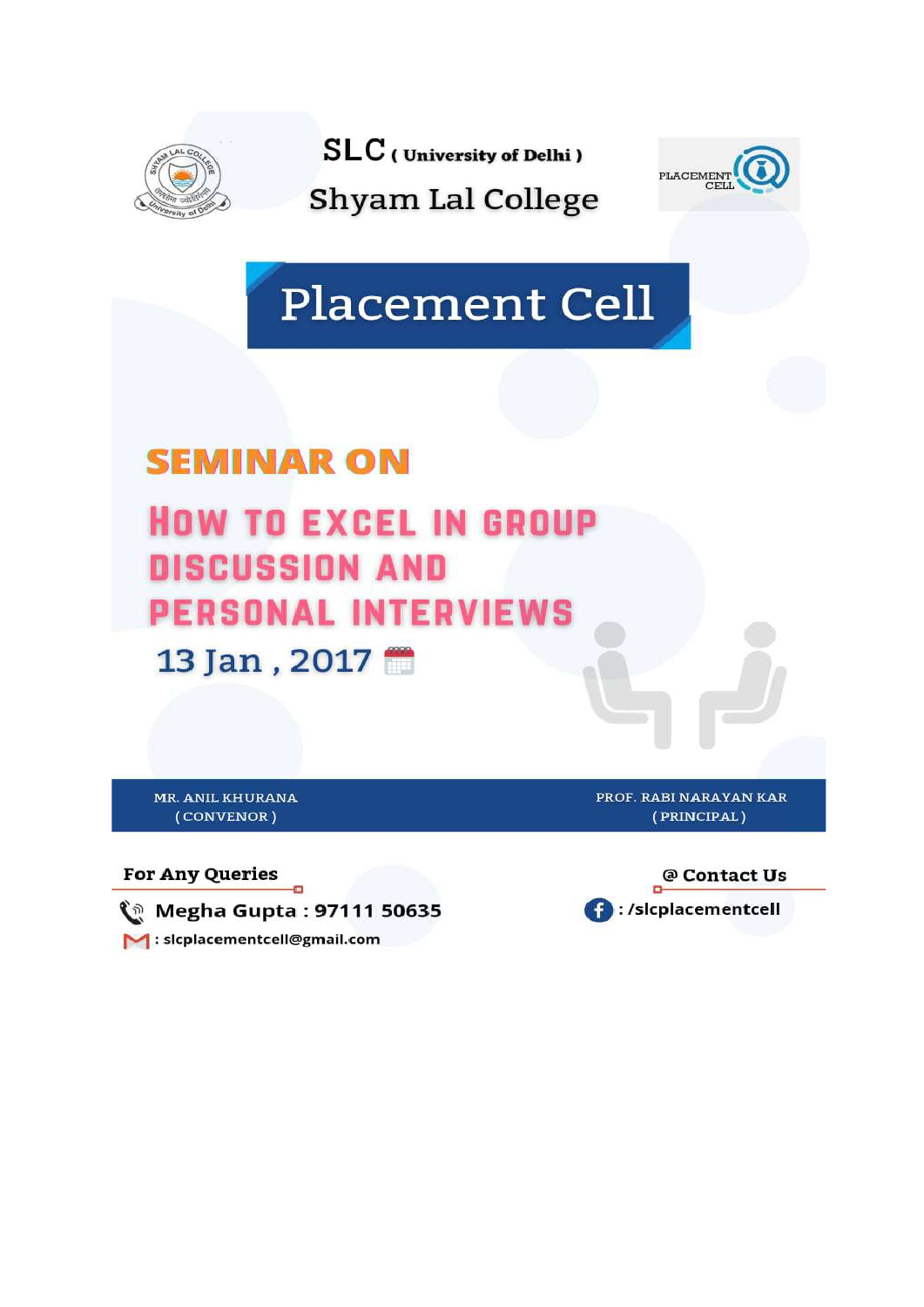SLC ( University of Delhi )

Shyam Lal College

PLACEMENT CELL

# Placement Cell

## SEMINAR ON

## HOW TO EXCEL IN GROUP DISCUSSION AND PERSONAL INTERVIEWS

13 Jan , 2017

MR. ANIL KHURANA
( CONVENOR )

PROF. RABI NARAYAN KAR
( PRINCIPAL )

**For Any Queries**

Megha Gupta : 97111 50635

: slcplacementcell@gmail.com

**@ Contact Us**

: /slcplacementcell